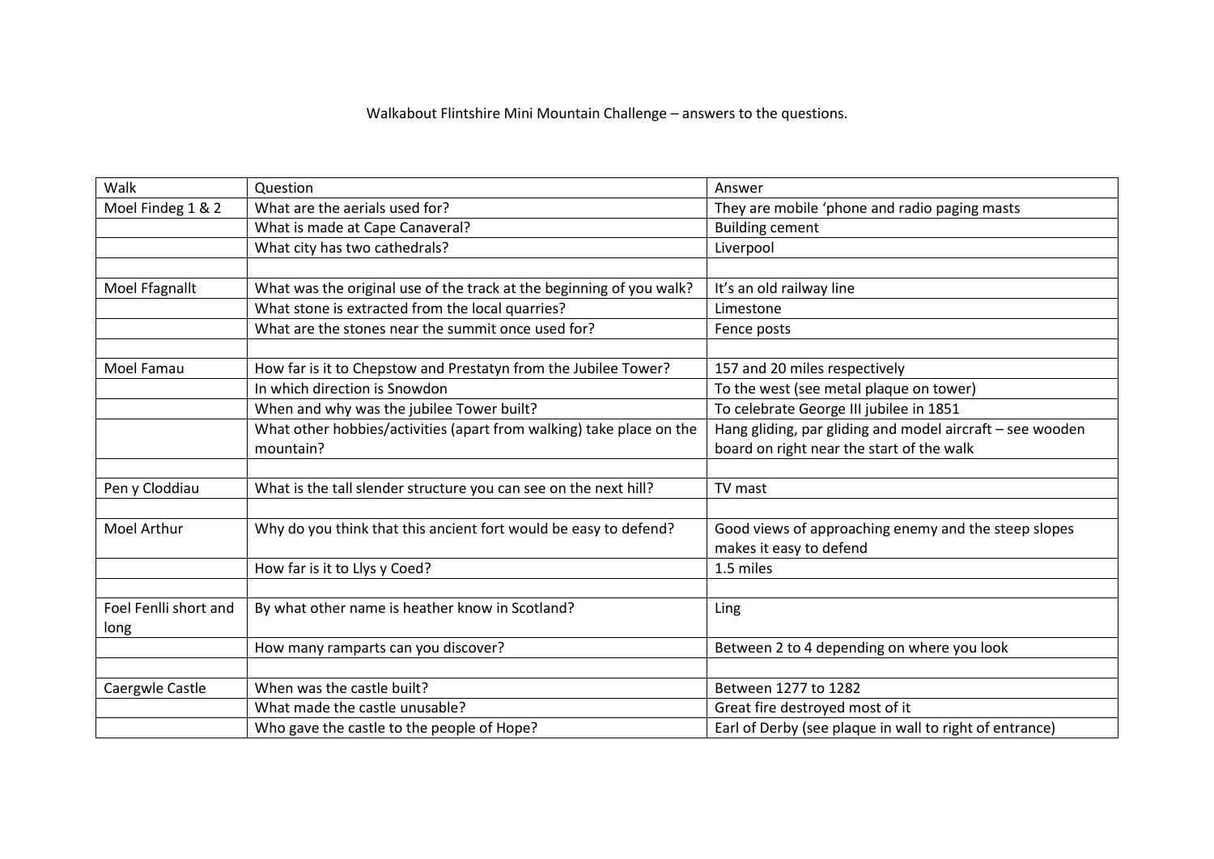Walkabout Flintshire Mini Mountain Challenge – answers to the questions.

| Walk | Question | Answer |
|---|---|---|
| Moel Findeg 1 & 2 | What are the aerials used for? | They are mobile 'phone and radio paging masts |
| | What is made at Cape Canaveral? | Building cement |
| | What city has two cathedrals? | Liverpool |
| | | |
| Moel Ffagnallt | What was the original use of the track at the beginning of you walk? | It's an old railway line |
| | What stone is extracted from the local quarries? | Limestone |
| | What are the stones near the summit once used for? | Fence posts |
| | | |
| Moel Famau | How far is it to Chepstow and Prestatyn from the Jubilee Tower? | 157 and 20 miles respectively |
| | In which direction is Snowdon | To the west (see metal plaque on tower) |
| | When and why was the jubilee Tower built? | To celebrate George III jubilee in 1851 |
| | What other hobbies/activities (apart from walking) take place on the mountain? | Hang gliding, par gliding and model aircraft – see wooden board on right near the start of the walk |
| | | |
| Pen y Cloddiau | What is the tall slender structure you can see on the next hill? | TV mast |
| | | |
| Moel Arthur | Why do you think that this ancient fort would be easy to defend? | Good views of approaching enemy and the steep slopes makes it easy to defend |
| | How far is it to Llys y Coed? | 1.5 miles |
| | | |
| Foel Fenlli short and long | By what other name is heather know in Scotland? | Ling |
| | How many ramparts can you discover? | Between 2 to 4 depending on where you look |
| | | |
| Caergwle Castle | When was the castle built? | Between 1277 to 1282 |
| | What made the castle unusable? | Great fire destroyed most of it |
| | Who gave the castle to the people of Hope? | Earl of Derby (see plaque in wall to right of entrance) |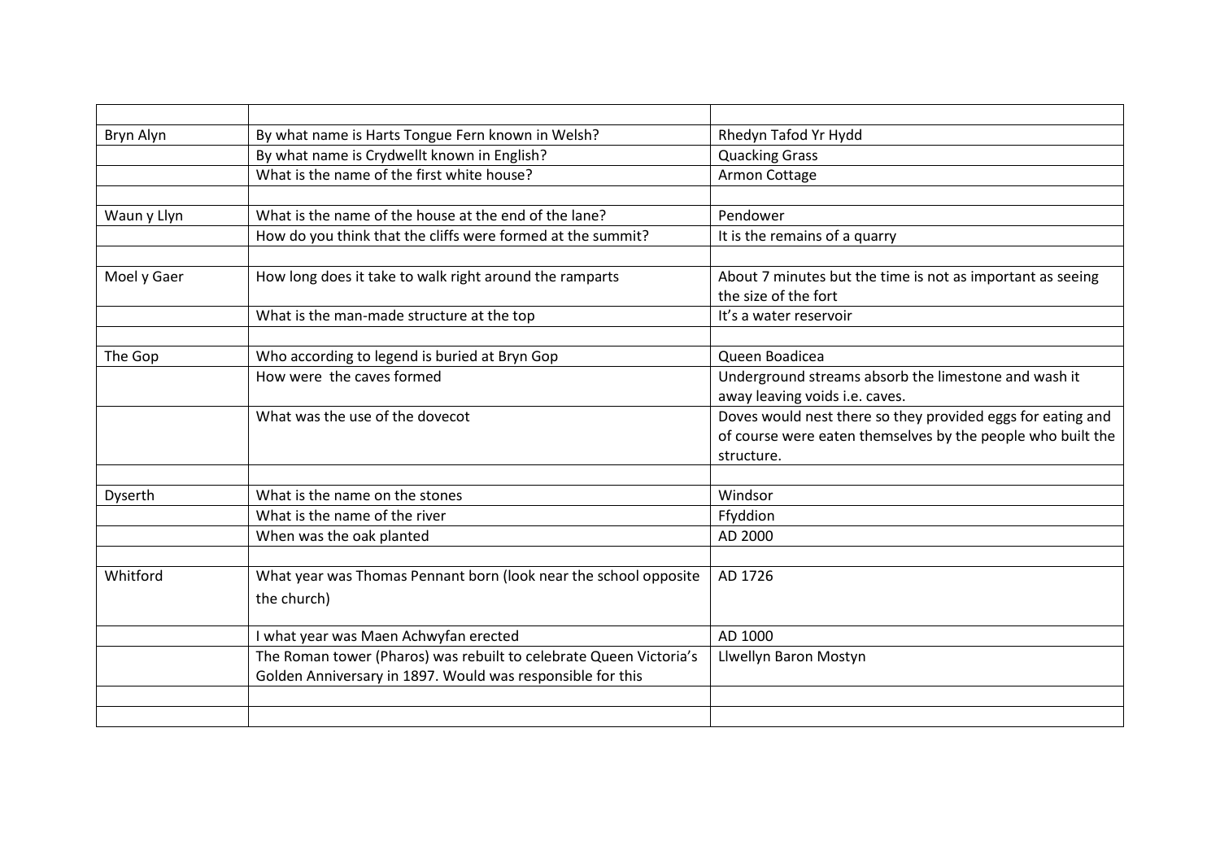| | | |
|---|---|---|
| Bryn Alyn | By what name is Harts Tongue Fern known in Welsh? | Rhedyn Tafod Yr Hydd |
| | By what name is Crydwellt known in English? | Quacking Grass |
| | What is the name of the first white house? | Armon Cottage |
| | | |
| Waun y Llyn | What is the name of the house at the end of the lane? | Pendower |
| | How do you think that the cliffs were formed at the summit? | It is the remains of a quarry |
| | | |
| Moel y Gaer | How long does it take to walk right around the ramparts | About 7 minutes but the time is not as important as seeing the size of the fort |
| | What is the man-made structure at the top | It's a water reservoir |
| | | |
| The Gop | Who according to legend is buried at Bryn Gop | Queen Boadicea |
| | How were the caves formed | Underground streams absorb the limestone and wash it away leaving voids i.e. caves. |
| | What was the use of the dovecot | Doves would nest there so they provided eggs for eating and of course were eaten themselves by the people who built the structure. |
| | | |
| Dyserth | What is the name on the stones | Windsor |
| | What is the name of the river | Ffyddion |
| | When was the oak planted | AD 2000 |
| | | |
| Whitford | What year was Thomas Pennant born (look near the school opposite the church) | AD 1726 |
| | I what year was Maen Achwyfan erected | AD 1000 |
| | The Roman tower (Pharos) was rebuilt to celebrate Queen Victoria's Golden Anniversary in 1897. Would was responsible for this | Llwellyn Baron Mostyn |
| | | |
| | | |